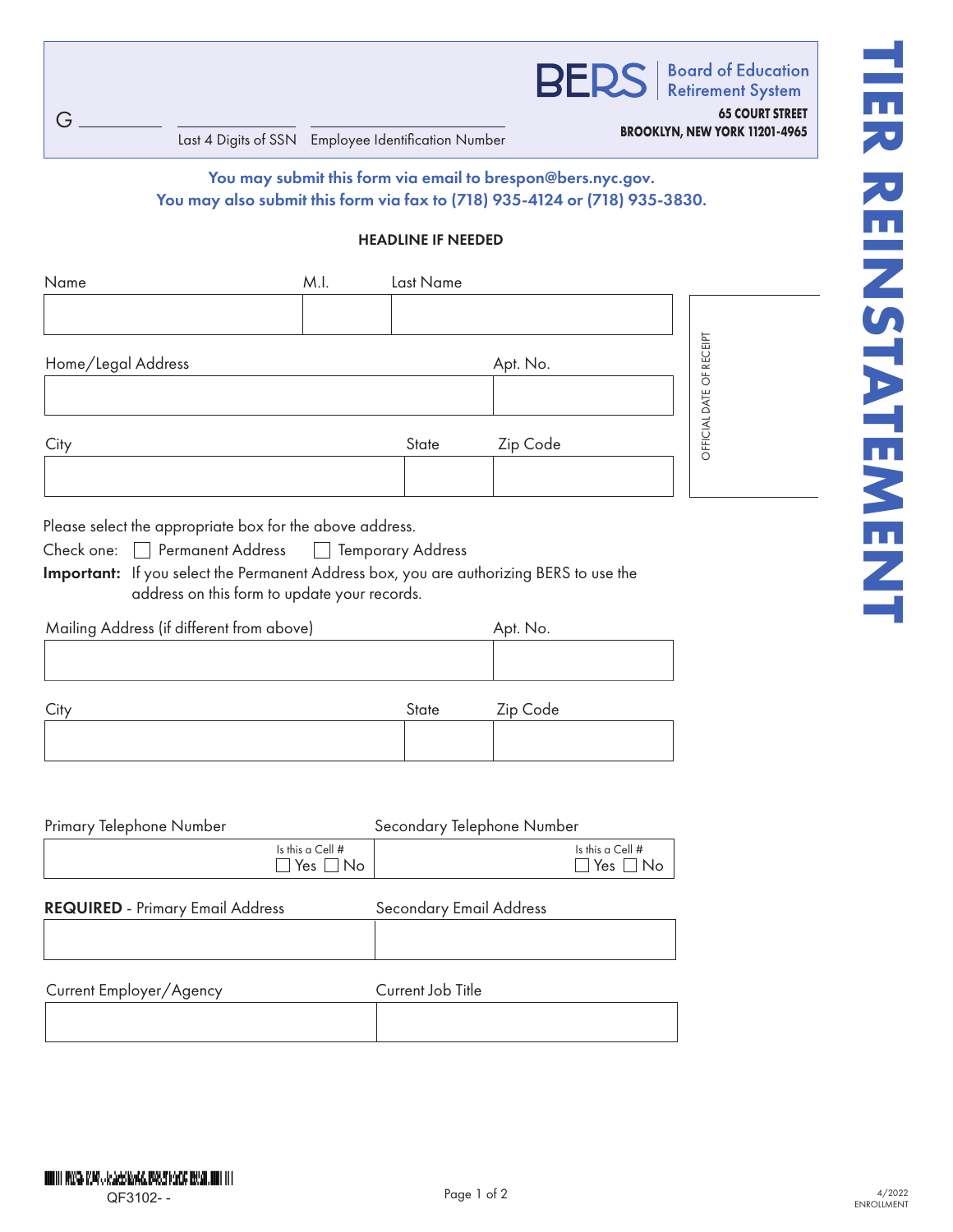# TIER REINSTATEMENT

G ________ | Last 4 Digits of SSN | Employee Identification Number

**BERS** | Board of Education Retirement System

**65 COURT STREET**
**BROOKLYN, NEW YORK 11201-4965**

**You may submit this form via email to brespon@bers.nyc.gov.**
**You may also submit this form via fax to (718) 935-4124 or (718) 935-3830.**

HEADLINE IF NEEDED

| Name | M.I. | Last Name |
|---|---|---|
| | | |

| Home/Legal Address | Apt. No. |
|---|---|
| | |

| City | State | Zip Code |
|---|---|---|
| | | |

OFFICIAL DATE OF RECEIPT

Please select the appropriate box for the above address.

Check one: ☐ Permanent Address ☐ Temporary Address

**Important:** If you select the Permanent Address box, you are authorizing BERS to use the address on this form to update your records.

| Mailing Address (if different from above) | Apt. No. |
|---|---|
| | |

| City | State | Zip Code |
|---|---|---|
| | | |

| Primary Telephone Number | Secondary Telephone Number |
|---|---|
| Is this a Cell # ☐ Yes ☐ No | Is this a Cell # ☐ Yes ☐ No |

| **REQUIRED** - Primary Email Address | Secondary Email Address |
|---|---|
| | |

| Current Employer/Agency | Current Job Title |
|---|---|
| | |

QF3102- -

4/2022
ENROLLMENT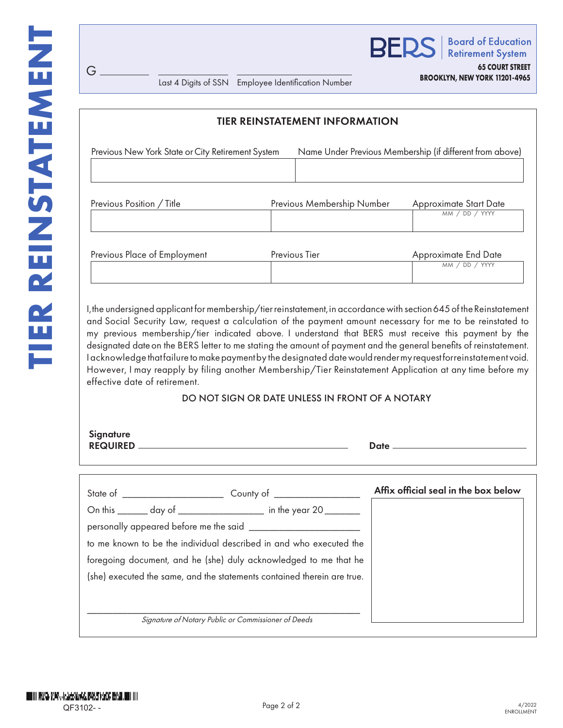# TIER REINSTATEMENT

G ________ ________________ ________________________

Last 4 Digits of SSN    Employee Identification Number

**BERS** Board of Education Retirement System

**65 COURT STREET**
**BROOKLYN, NEW YORK 11201-4965**

## TIER REINSTATEMENT INFORMATION

| Previous New York State or City Retirement System | Name Under Previous Membership (if different from above) |
|---|---|
| | |

| Previous Position / Title | Previous Membership Number | Approximate Start Date (MM / DD / YYYY) |
|---|---|---|
| | | |

| Previous Place of Employment | Previous Tier | Approximate End Date (MM / DD / YYYY) |
|---|---|---|
| | | |

I, the undersigned applicant for membership/tier reinstatement, in accordance with section 645 of the Reinstatement and Social Security Law, request a calculation of the payment amount necessary for me to be reinstated to my previous membership/tier indicated above. I understand that BERS must receive this payment by the designated date on the BERS letter to me stating the amount of payment and the general benefits of reinstatement. I acknowledge that failure to make payment by the designated date would render my request for reinstatement void. However, I may reapply by filing another Membership/Tier Reinstatement Application at any time before my effective date of retirement.

DO NOT SIGN OR DATE UNLESS IN FRONT OF A NOTARY

**Signature REQUIRED** ______________________________ **Date** ____________________

State of ____________________ County of ____________________

On this ______ day of __________________ in the year 20 _______

personally appeared before me the said ________________________

to me known to be the individual described in and who executed the foregoing document, and he (she) duly acknowledged to me that he (she) executed the same, and the statements contained therein are true.

______________________________________________

*Signature of Notary Public or Commissioner of Deeds*

**Affix official seal in the box below**

QF3102- -

4/2022
ENROLLMENT